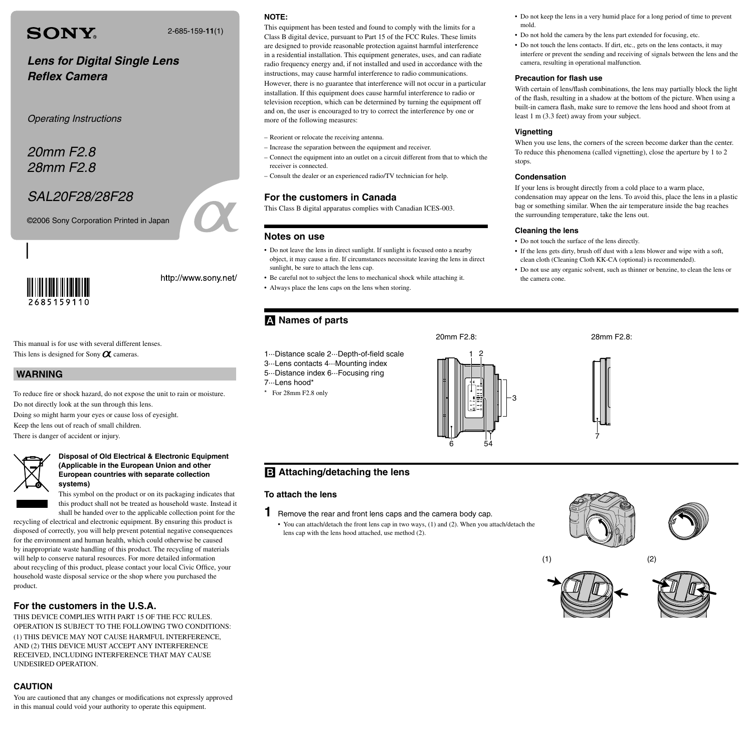**SONY**

2-685-159-**11**(1)

## *Lens for Digital Single Lens Reflex Camera*

*Operating Instructions*

*20mm F2.8*
*28mm F2.8*

*SAL20F28/28F28*

©2006 Sony Corporation Printed in Japan

http://www.sony.net/

2685159110

This manual is for use with several different lenses.
This lens is designed for Sony α cameras.

## WARNING

To reduce fire or shock hazard, do not expose the unit to rain or moisture.
Do not directly look at the sun through this lens.
Doing so might harm your eyes or cause loss of eyesight.
Keep the lens out of reach of small children.
There is danger of accident or injury.

**Disposal of Old Electrical & Electronic Equipment (Applicable in the European Union and other European countries with separate collection systems)**

This symbol on the product or on its packaging indicates that this product shall not be treated as household waste. Instead it shall be handed over to the applicable collection point for the recycling of electrical and electronic equipment. By ensuring this product is disposed of correctly, you will help prevent potential negative consequences for the environment and human health, which could otherwise be caused by inappropriate waste handling of this product. The recycling of materials will help to conserve natural resources. For more detailed information about recycling of this product, please contact your local Civic Office, your household waste disposal service or the shop where you purchased the product.

## For the customers in the U.S.A.

THIS DEVICE COMPLIES WITH PART 15 OF THE FCC RULES. OPERATION IS SUBJECT TO THE FOLLOWING TWO CONDITIONS:
(1) THIS DEVICE MAY NOT CAUSE HARMFUL INTERFERENCE, AND (2) THIS DEVICE MUST ACCEPT ANY INTERFERENCE RECEIVED, INCLUDING INTERFERENCE THAT MAY CAUSE UNDESIRED OPERATION.

### CAUTION

You are cautioned that any changes or modifications not expressly approved in this manual could void your authority to operate this equipment.

### NOTE:

This equipment has been tested and found to comply with the limits for a Class B digital device, pursuant to Part 15 of the FCC Rules. These limits are designed to provide reasonable protection against harmful interference in a residential installation. This equipment generates, uses, and can radiate radio frequency energy and, if not installed and used in accordance with the instructions, may cause harmful interference to radio communications. However, there is no guarantee that interference will not occur in a particular installation. If this equipment does cause harmful interference to radio or television reception, which can be determined by turning the equipment off and on, the user is encouraged to try to correct the interference by one or more of the following measures:

– Reorient or relocate the receiving antenna.
– Increase the separation between the equipment and receiver.
– Connect the equipment into an outlet on a circuit different from that to which the receiver is connected.
– Consult the dealer or an experienced radio/TV technician for help.

## For the customers in Canada

This Class B digital apparatus complies with Canadian ICES-003.

## Notes on use

- Do not leave the lens in direct sunlight. If sunlight is focused onto a nearby object, it may cause a fire. If circumstances necessitate leaving the lens in direct sunlight, be sure to attach the lens cap.
- Be careful not to subject the lens to mechanical shock while attaching it.
- Always place the lens caps on the lens when storing.
- Do not keep the lens in a very humid place for a long period of time to prevent mold.
- Do not hold the camera by the lens part extended for focusing, etc.
- Do not touch the lens contacts. If dirt, etc., gets on the lens contacts, it may interfere or prevent the sending and receiving of signals between the lens and the camera, resulting in operational malfunction.

### Precaution for flash use

With certain of lens/flash combinations, the lens may partially block the light of the flash, resulting in a shadow at the bottom of the picture. When using a built-in camera flash, make sure to remove the lens hood and shoot from at least 1 m (3.3 feet) away from your subject.

### Vignetting

When you use lens, the corners of the screen become darker than the center. To reduce this phenomena (called vignetting), close the aperture by 1 to 2 stops.

### Condensation

If your lens is brought directly from a cold place to a warm place, condensation may appear on the lens. To avoid this, place the lens in a plastic bag or something similar. When the air temperature inside the bag reaches the surrounding temperature, take the lens out.

### Cleaning the lens

- Do not touch the surface of the lens directly.
- If the lens gets dirty, brush off dust with a lens blower and wipe with a soft, clean cloth (Cleaning Cloth KK-CA (optional) is recommended).
- Do not use any organic solvent, such as thinner or benzine, to clean the lens or the camera cone.

## A Names of parts

1···Distance scale 2···Depth-of-field scale
3···Lens contacts 4···Mounting index
5···Distance index 6···Focusing ring
7···Lens hood*

\* For 28mm F2.8 only

20mm F2.8:

28mm F2.8:

## B Attaching/detaching the lens

### To attach the lens

**1** Remove the rear and front lens caps and the camera body cap.

- You can attach/detach the front lens cap in two ways, (1) and (2). When you attach/detach the lens cap with the lens hood attached, use method (2).

(1) (2)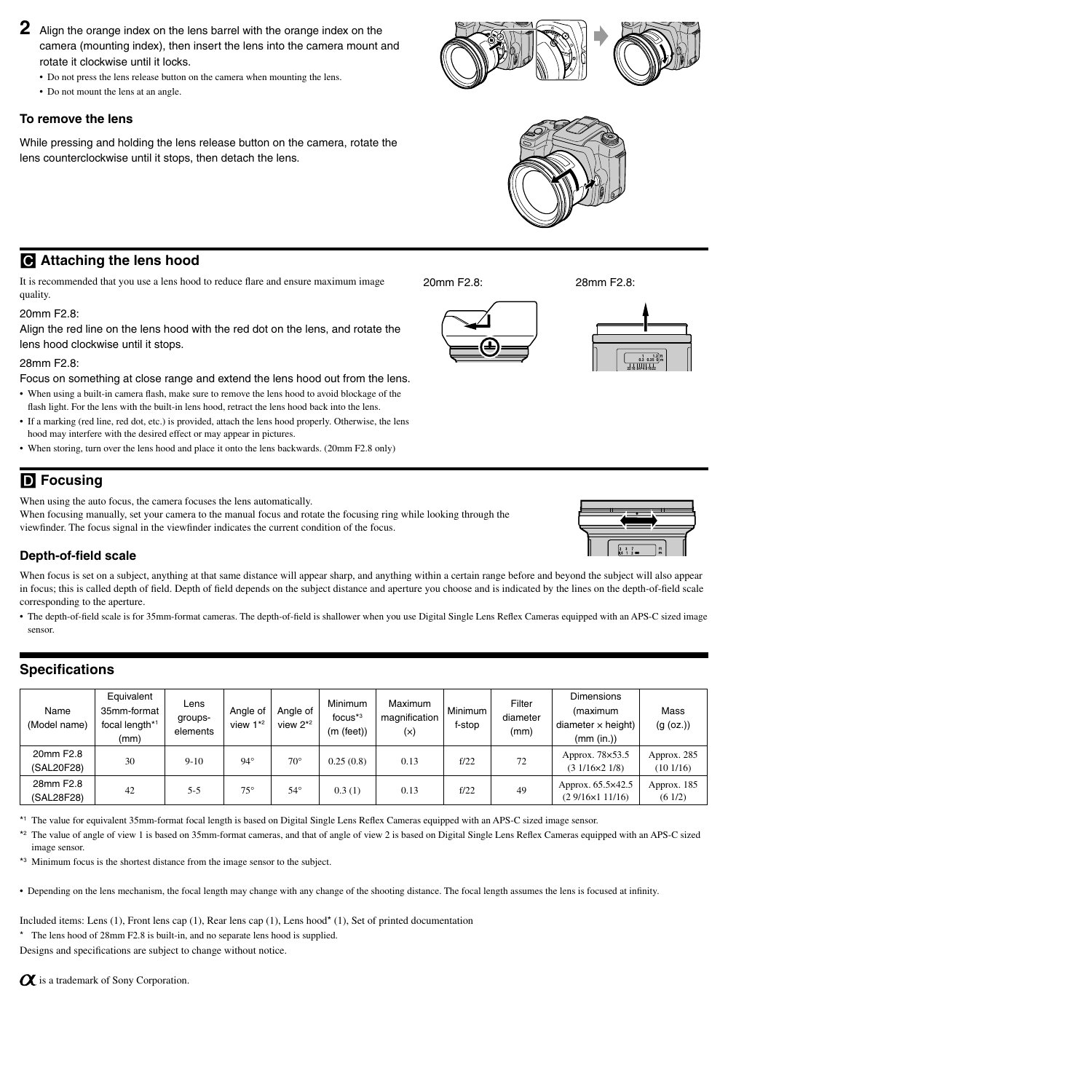**2** Align the orange index on the lens barrel with the orange index on the camera (mounting index), then insert the lens into the camera mount and rotate it clockwise until it locks.

- Do not press the lens release button on the camera when mounting the lens.
- Do not mount the lens at an angle.

### To remove the lens

While pressing and holding the lens release button on the camera, rotate the lens counterclockwise until it stops, then detach the lens.

## C Attaching the lens hood

It is recommended that you use a lens hood to reduce flare and ensure maximum image quality.

20mm F2.8:

Align the red line on the lens hood with the red dot on the lens, and rotate the lens hood clockwise until it stops.

28mm F2.8:

Focus on something at close range and extend the lens hood out from the lens.

- When using a built-in camera flash, make sure to remove the lens hood to avoid blockage of the flash light. For the lens with the built-in lens hood, retract the lens hood back into the lens.
- If a marking (red line, red dot, etc.) is provided, attach the lens hood properly. Otherwise, the lens hood may interfere with the desired effect or may appear in pictures.
- When storing, turn over the lens hood and place it onto the lens backwards. (20mm F2.8 only)

20mm F2.8:

28mm F2.8:

## D Focusing

When using the auto focus, the camera focuses the lens automatically.
When focusing manually, set your camera to the manual focus and rotate the focusing ring while looking through the viewfinder. The focus signal in the viewfinder indicates the current condition of the focus.

### Depth-of-field scale

When focus is set on a subject, anything at that same distance will appear sharp, and anything within a certain range before and beyond the subject will also appear in focus; this is called depth of field. Depth of field depends on the subject distance and aperture you choose and is indicated by the lines on the depth-of-field scale corresponding to the aperture.

- The depth-of-field scale is for 35mm-format cameras. The depth-of-field is shallower when you use Digital Single Lens Reflex Cameras equipped with an APS-C sized image sensor.

## Specifications

| Name (Model name) | Equivalent 35mm-format focal length*1 (mm) | Lens groups-elements | Angle of view 1*2 | Angle of view 2*2 | Minimum focus*3 (m (feet)) | Maximum magnification (×) | Minimum f-stop | Filter diameter (mm) | Dimensions (maximum diameter × height) (mm (in.)) | Mass (g (oz.)) |
|---|---|---|---|---|---|---|---|---|---|---|
| 20mm F2.8 (SAL20F28) | 30 | 9-10 | 94° | 70° | 0.25 (0.8) | 0.13 | f/22 | 72 | Approx. 78×53.5 (3 1/16×2 1/8) | Approx. 285 (10 1/16) |
| 28mm F2.8 (SAL28F28) | 42 | 5-5 | 75° | 54° | 0.3 (1) | 0.13 | f/22 | 49 | Approx. 65.5×42.5 (2 9/16×1 11/16) | Approx. 185 (6 1/2) |

*1 The value for equivalent 35mm-format focal length is based on Digital Single Lens Reflex Cameras equipped with an APS-C sized image sensor.

*2 The value of angle of view 1 is based on 35mm-format cameras, and that of angle of view 2 is based on Digital Single Lens Reflex Cameras equipped with an APS-C sized image sensor.

*3 Minimum focus is the shortest distance from the image sensor to the subject.

- Depending on the lens mechanism, the focal length may change with any change of the shooting distance. The focal length assumes the lens is focused at infinity.

Included items: Lens (1), Front lens cap (1), Rear lens cap (1), Lens hood* (1), Set of printed documentation

\* The lens hood of 28mm F2.8 is built-in, and no separate lens hood is supplied.

Designs and specifications are subject to change without notice.

$\alpha$ is a trademark of Sony Corporation.